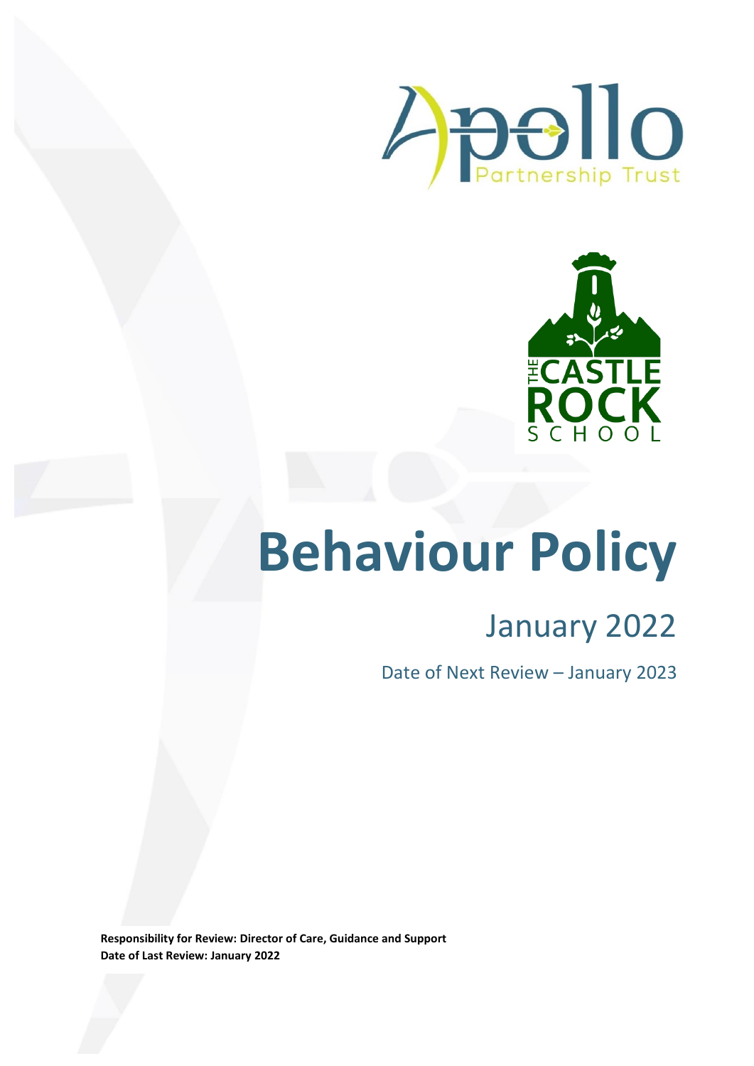Apollo Partnership Trust

THE CASTLE ROCK SCHOOL

# Behaviour Policy

## January 2022

Date of Next Review – January 2023

**Responsibility for Review: Director of Care, Guidance and Support**
**Date of Last Review: January 2022**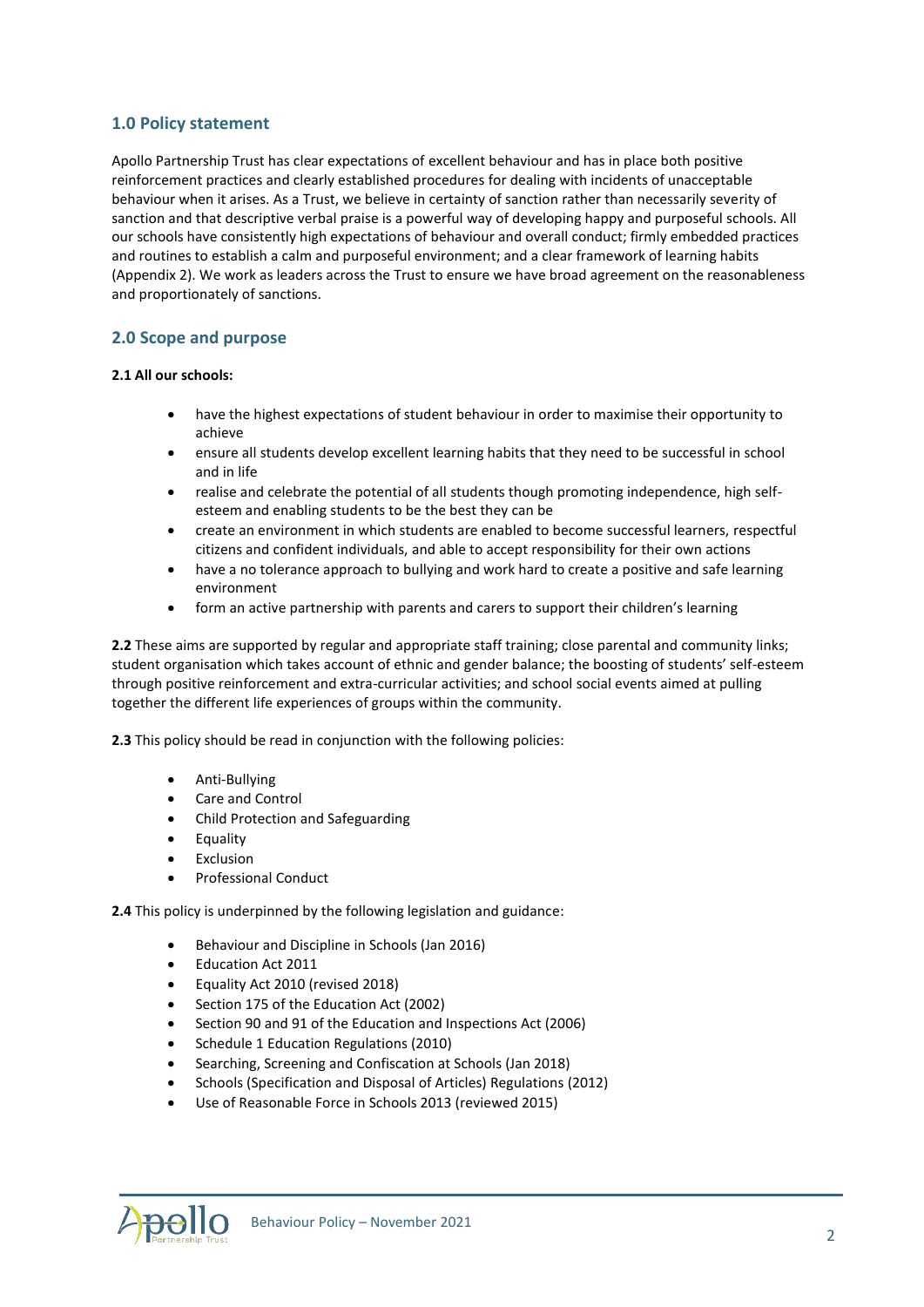## 1.0 Policy statement

Apollo Partnership Trust has clear expectations of excellent behaviour and has in place both positive reinforcement practices and clearly established procedures for dealing with incidents of unacceptable behaviour when it arises. As a Trust, we believe in certainty of sanction rather than necessarily severity of sanction and that descriptive verbal praise is a powerful way of developing happy and purposeful schools. All our schools have consistently high expectations of behaviour and overall conduct; firmly embedded practices and routines to establish a calm and purposeful environment; and a clear framework of learning habits (Appendix 2). We work as leaders across the Trust to ensure we have broad agreement on the reasonableness and proportionately of sanctions.

## 2.0 Scope and purpose

**2.1 All our schools:**

- have the highest expectations of student behaviour in order to maximise their opportunity to achieve
- ensure all students develop excellent learning habits that they need to be successful in school and in life
- realise and celebrate the potential of all students though promoting independence, high self-esteem and enabling students to be the best they can be
- create an environment in which students are enabled to become successful learners, respectful citizens and confident individuals, and able to accept responsibility for their own actions
- have a no tolerance approach to bullying and work hard to create a positive and safe learning environment
- form an active partnership with parents and carers to support their children's learning

**2.2** These aims are supported by regular and appropriate staff training; close parental and community links; student organisation which takes account of ethnic and gender balance; the boosting of students' self-esteem through positive reinforcement and extra-curricular activities; and school social events aimed at pulling together the different life experiences of groups within the community.

**2.3** This policy should be read in conjunction with the following policies:

- Anti-Bullying
- Care and Control
- Child Protection and Safeguarding
- Equality
- Exclusion
- Professional Conduct

**2.4** This policy is underpinned by the following legislation and guidance:

- Behaviour and Discipline in Schools (Jan 2016)
- Education Act 2011
- Equality Act 2010 (revised 2018)
- Section 175 of the Education Act (2002)
- Section 90 and 91 of the Education and Inspections Act (2006)
- Schedule 1 Education Regulations (2010)
- Searching, Screening and Confiscation at Schools (Jan 2018)
- Schools (Specification and Disposal of Articles) Regulations (2012)
- Use of Reasonable Force in Schools 2013 (reviewed 2015)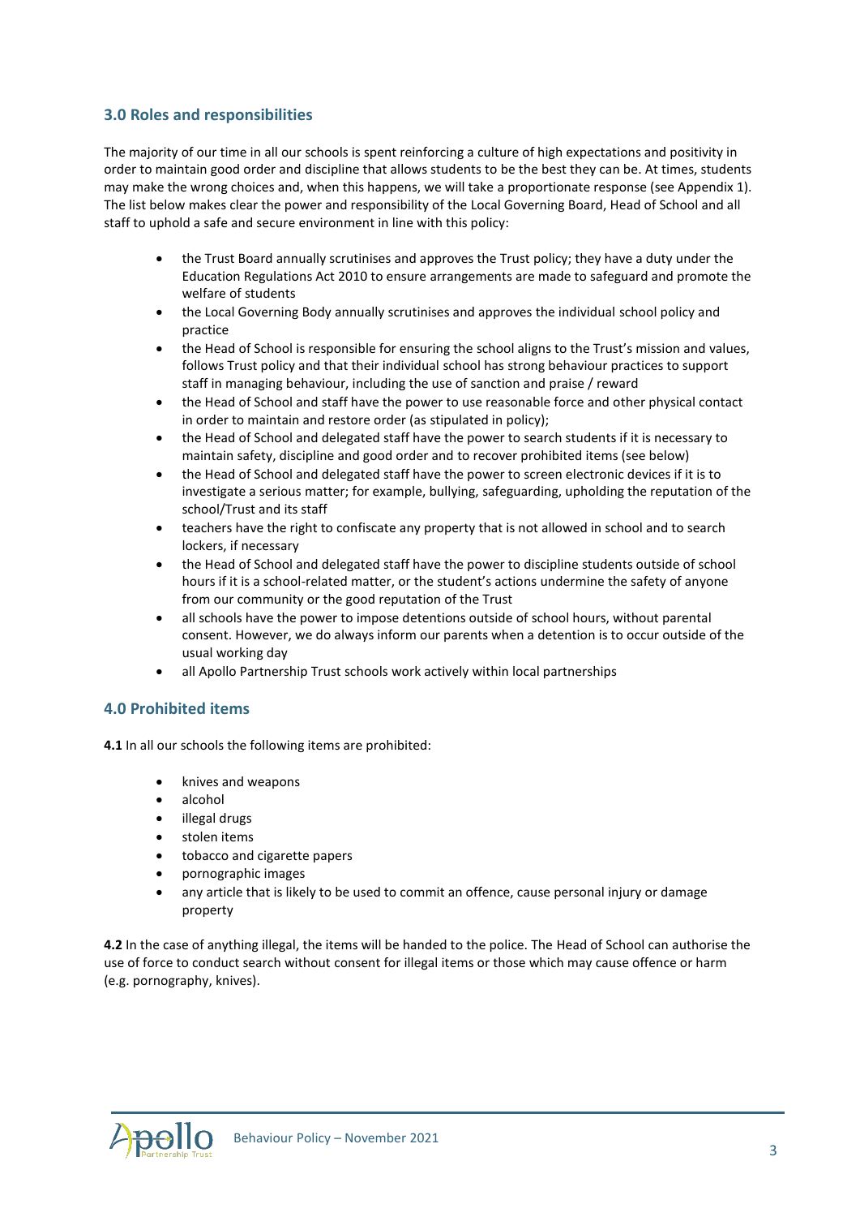## 3.0 Roles and responsibilities

The majority of our time in all our schools is spent reinforcing a culture of high expectations and positivity in order to maintain good order and discipline that allows students to be the best they can be. At times, students may make the wrong choices and, when this happens, we will take a proportionate response (see Appendix 1). The list below makes clear the power and responsibility of the Local Governing Board, Head of School and all staff to uphold a safe and secure environment in line with this policy:

- the Trust Board annually scrutinises and approves the Trust policy; they have a duty under the Education Regulations Act 2010 to ensure arrangements are made to safeguard and promote the welfare of students
- the Local Governing Body annually scrutinises and approves the individual school policy and practice
- the Head of School is responsible for ensuring the school aligns to the Trust's mission and values, follows Trust policy and that their individual school has strong behaviour practices to support staff in managing behaviour, including the use of sanction and praise / reward
- the Head of School and staff have the power to use reasonable force and other physical contact in order to maintain and restore order (as stipulated in policy);
- the Head of School and delegated staff have the power to search students if it is necessary to maintain safety, discipline and good order and to recover prohibited items (see below)
- the Head of School and delegated staff have the power to screen electronic devices if it is to investigate a serious matter; for example, bullying, safeguarding, upholding the reputation of the school/Trust and its staff
- teachers have the right to confiscate any property that is not allowed in school and to search lockers, if necessary
- the Head of School and delegated staff have the power to discipline students outside of school hours if it is a school-related matter, or the student's actions undermine the safety of anyone from our community or the good reputation of the Trust
- all schools have the power to impose detentions outside of school hours, without parental consent. However, we do always inform our parents when a detention is to occur outside of the usual working day
- all Apollo Partnership Trust schools work actively within local partnerships

## 4.0 Prohibited items

**4.1** In all our schools the following items are prohibited:

- knives and weapons
- alcohol
- illegal drugs
- stolen items
- tobacco and cigarette papers
- pornographic images
- any article that is likely to be used to commit an offence, cause personal injury or damage property

**4.2** In the case of anything illegal, the items will be handed to the police. The Head of School can authorise the use of force to conduct search without consent for illegal items or those which may cause offence or harm (e.g. pornography, knives).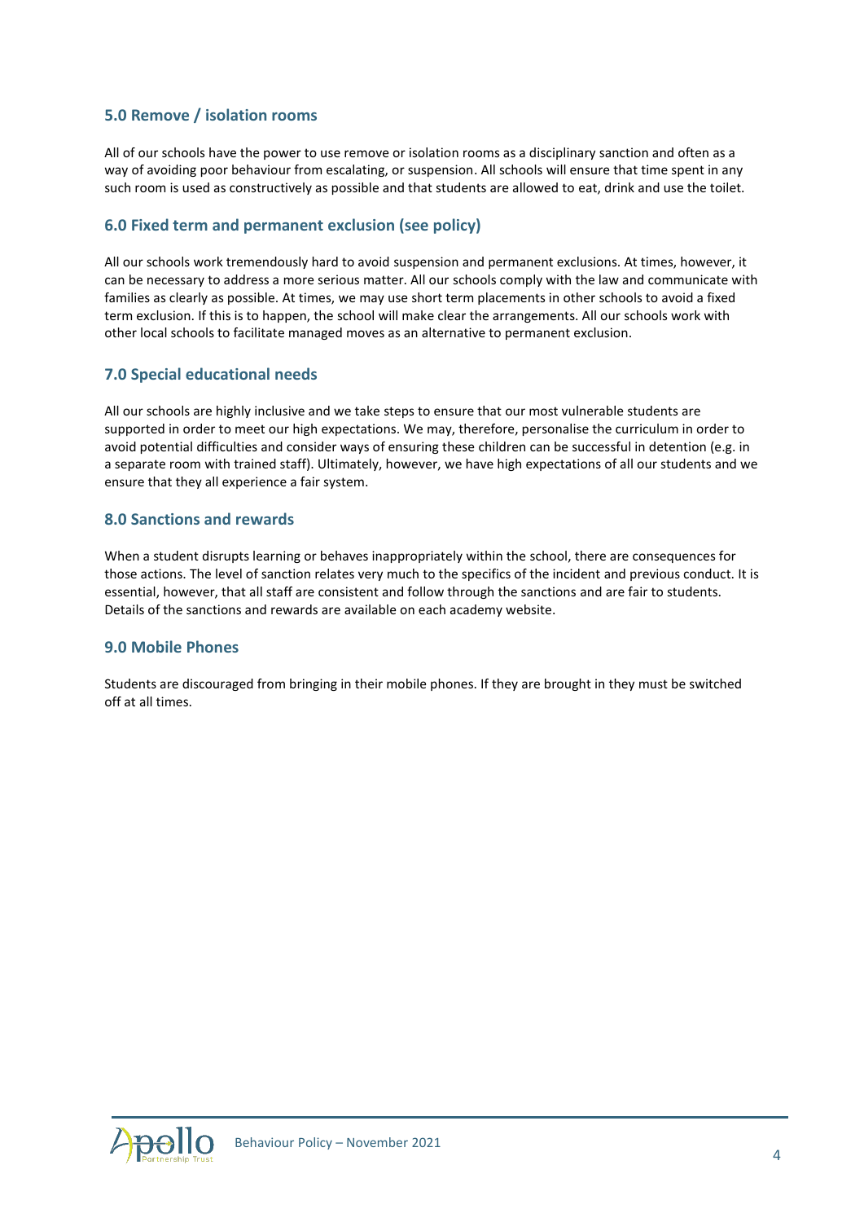## 5.0 Remove / isolation rooms

All of our schools have the power to use remove or isolation rooms as a disciplinary sanction and often as a way of avoiding poor behaviour from escalating, or suspension. All schools will ensure that time spent in any such room is used as constructively as possible and that students are allowed to eat, drink and use the toilet.

## 6.0 Fixed term and permanent exclusion (see policy)

All our schools work tremendously hard to avoid suspension and permanent exclusions. At times, however, it can be necessary to address a more serious matter. All our schools comply with the law and communicate with families as clearly as possible. At times, we may use short term placements in other schools to avoid a fixed term exclusion. If this is to happen, the school will make clear the arrangements. All our schools work with other local schools to facilitate managed moves as an alternative to permanent exclusion.

## 7.0 Special educational needs

All our schools are highly inclusive and we take steps to ensure that our most vulnerable students are supported in order to meet our high expectations. We may, therefore, personalise the curriculum in order to avoid potential difficulties and consider ways of ensuring these children can be successful in detention (e.g. in a separate room with trained staff). Ultimately, however, we have high expectations of all our students and we ensure that they all experience a fair system.

## 8.0 Sanctions and rewards

When a student disrupts learning or behaves inappropriately within the school, there are consequences for those actions. The level of sanction relates very much to the specifics of the incident and previous conduct. It is essential, however, that all staff are consistent and follow through the sanctions and are fair to students. Details of the sanctions and rewards are available on each academy website.

## 9.0 Mobile Phones

Students are discouraged from bringing in their mobile phones. If they are brought in they must be switched off at all times.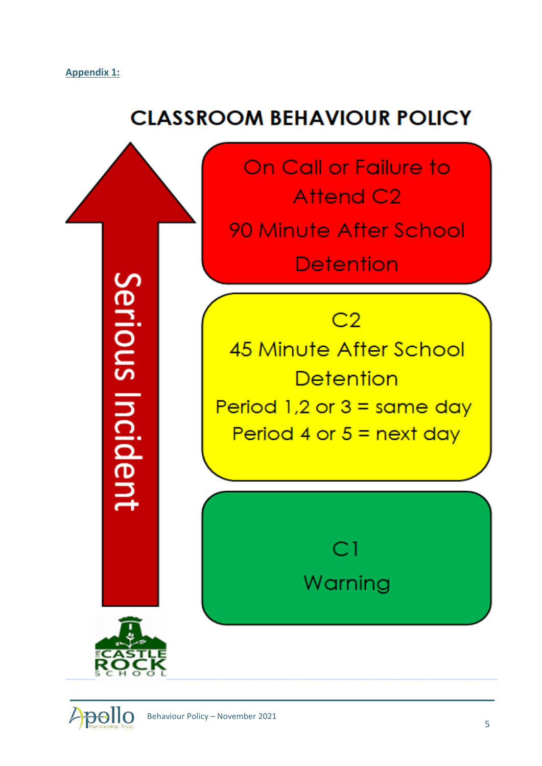**Appendix 1:**

# CLASSROOM BEHAVIOUR POLICY

Serious Incident

On Call or Failure to Attend C2

90 Minute After School Detention

C2

45 Minute After School Detention

Period 1,2 or 3 = same day

Period 4 or 5 = next day

C1

Warning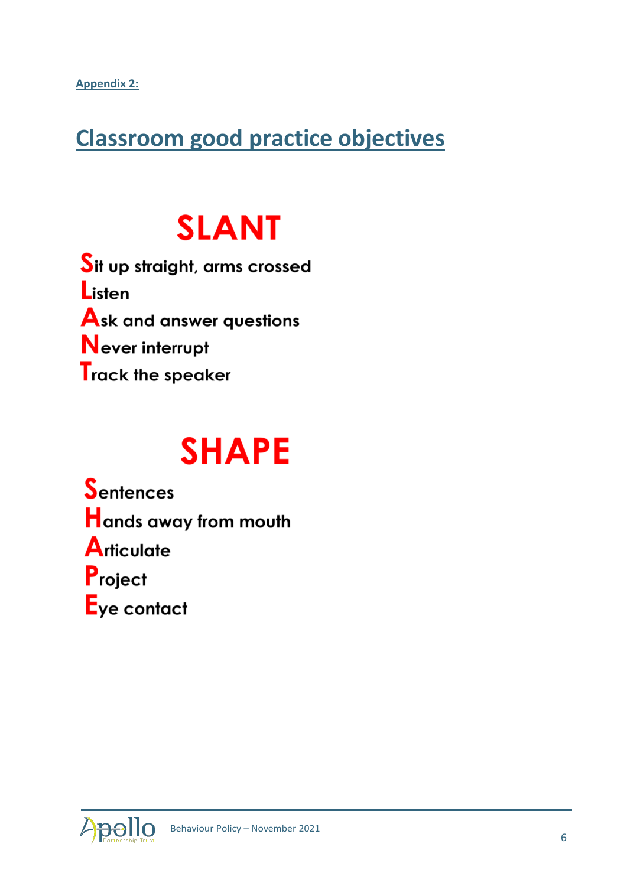**Appendix 2:**

## Classroom good practice objectives

### SLANT

**S**it up straight, arms crossed
**L**isten
**A**sk and answer questions
**N**ever interrupt
**T**rack the speaker

### SHAPE

**S**entences
**H**ands away from mouth
**A**rticulate
**P**roject
**E**ye contact